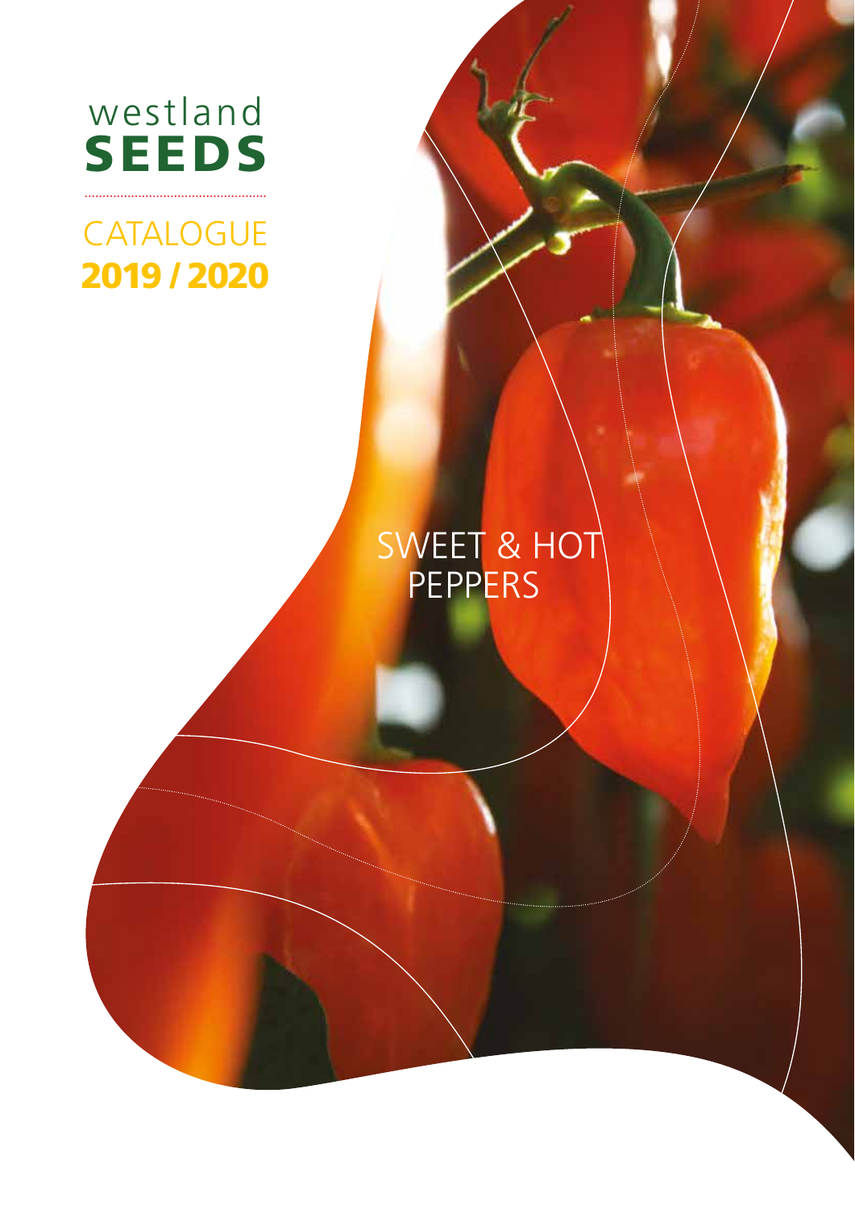# westland SEEDS

## CATALOGUE
## 2019 / 2020

# SWEET & HOT PEPPERS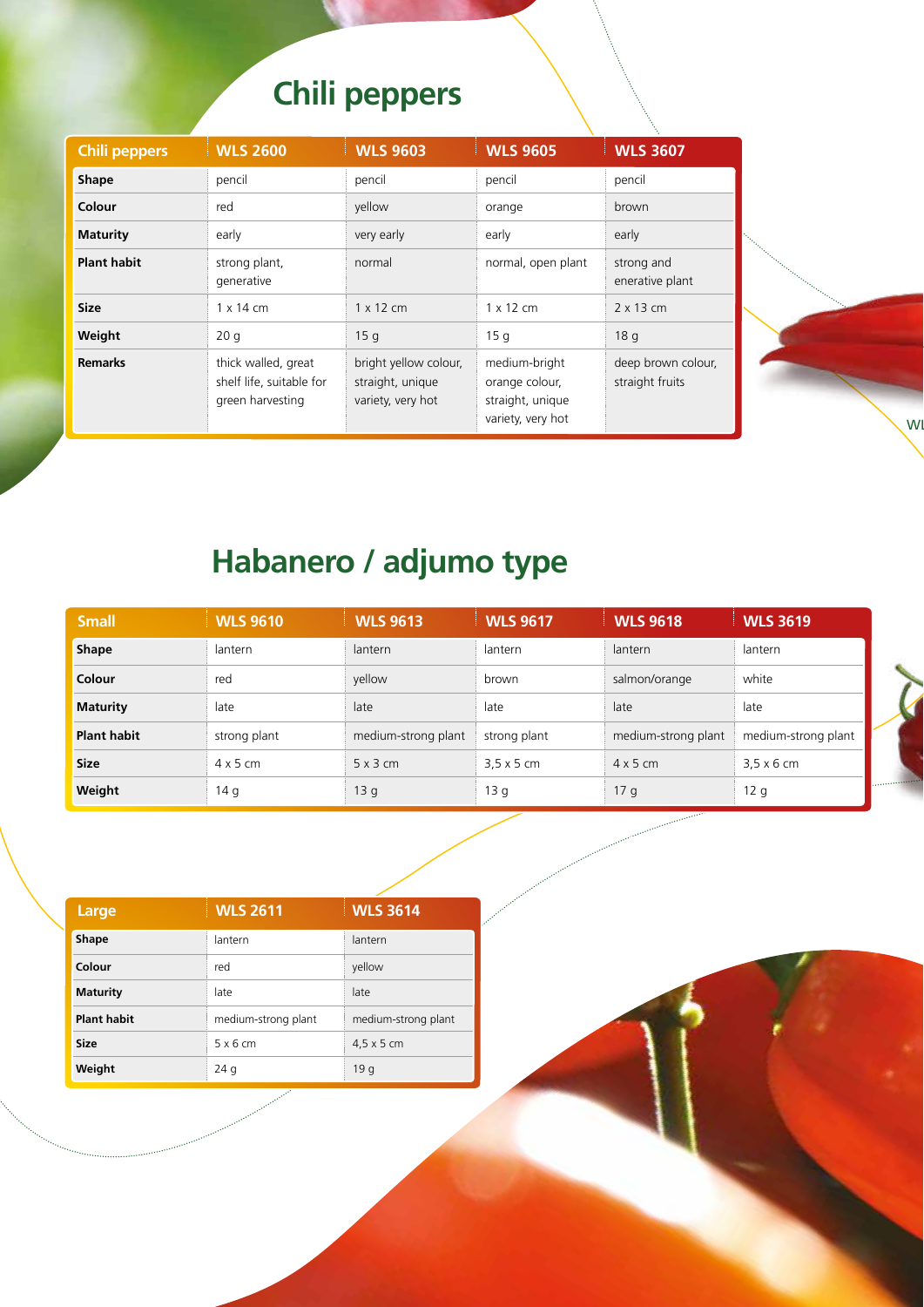# Chili peppers

| Chili peppers | WLS 2600 | WLS 9603 | WLS 9605 | WLS 3607 |
|---|---|---|---|---|
| **Shape** | pencil | pencil | pencil | pencil |
| **Colour** | red | yellow | orange | brown |
| **Maturity** | early | very early | early | early |
| **Plant habit** | strong plant, generative | normal | normal, open plant | strong and enerative plant |
| **Size** | 1 x 14 cm | 1 x 12 cm | 1 x 12 cm | 2 x 13 cm |
| **Weight** | 20 g | 15 g | 15 g | 18 g |
| **Remarks** | thick walled, great shelf life, suitable for green harvesting | bright yellow colour, straight, unique variety, very hot | medium-bright orange colour, straight, unique variety, very hot | deep brown colour, straight fruits |

# Habanero / adjumo type

| Small | WLS 9610 | WLS 9613 | WLS 9617 | WLS 9618 | WLS 3619 |
|---|---|---|---|---|---|
| **Shape** | lantern | lantern | lantern | lantern | lantern |
| **Colour** | red | yellow | brown | salmon/orange | white |
| **Maturity** | late | late | late | late | late |
| **Plant habit** | strong plant | medium-strong plant | strong plant | medium-strong plant | medium-strong plant |
| **Size** | 4 x 5 cm | 5 x 3 cm | 3,5 x 5 cm | 4 x 5 cm | 3,5 x 6 cm |
| **Weight** | 14 g | 13 g | 13 g | 17 g | 12 g |

| Large | WLS 2611 | WLS 3614 |
|---|---|---|
| **Shape** | lantern | lantern |
| **Colour** | red | yellow |
| **Maturity** | late | late |
| **Plant habit** | medium-strong plant | medium-strong plant |
| **Size** | 5 x 6 cm | 4,5 x 5 cm |
| **Weight** | 24 g | 19 g |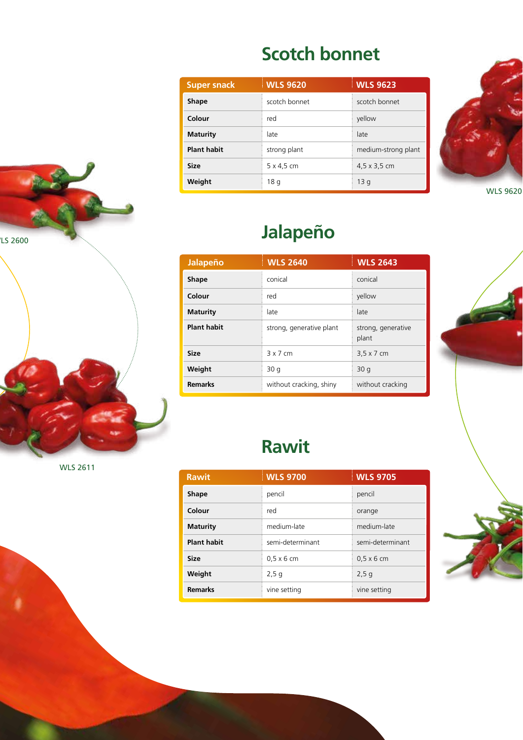## Scotch bonnet

| Super snack | WLS 9620 | WLS 9623 |
|---|---|---|
| **Shape** | scotch bonnet | scotch bonnet |
| **Colour** | red | yellow |
| **Maturity** | late | late |
| **Plant habit** | strong plant | medium-strong plant |
| **Size** | 5 x 4,5 cm | 4,5 x 3,5 cm |
| **Weight** | 18 g | 13 g |

WLS 9620

LS 2600

## Jalapeño

| Jalapeño | WLS 2640 | WLS 2643 |
|---|---|---|
| **Shape** | conical | conical |
| **Colour** | red | yellow |
| **Maturity** | late | late |
| **Plant habit** | strong, generative plant | strong, generative plant |
| **Size** | 3 x 7 cm | 3,5 x 7 cm |
| **Weight** | 30 g | 30 g |
| **Remarks** | without cracking, shiny | without cracking |

WLS 2611

## Rawit

| Rawit | WLS 9700 | WLS 9705 |
|---|---|---|
| **Shape** | pencil | pencil |
| **Colour** | red | orange |
| **Maturity** | medium-late | medium-late |
| **Plant habit** | semi-determinant | semi-determinant |
| **Size** | 0,5 x 6 cm | 0,5 x 6 cm |
| **Weight** | 2,5 g | 2,5 g |
| **Remarks** | vine setting | vine setting |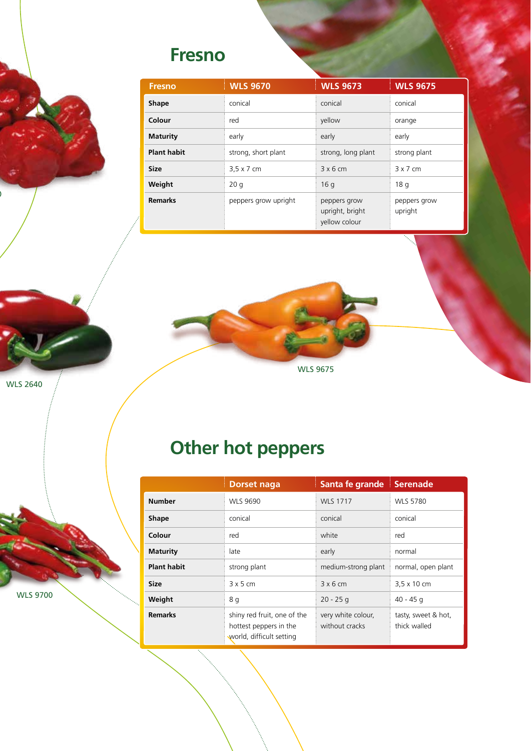# Fresno

| Fresno | WLS 9670 | WLS 9673 | WLS 9675 |
|---|---|---|---|
| **Shape** | conical | conical | conical |
| **Colour** | red | yellow | orange |
| **Maturity** | early | early | early |
| **Plant habit** | strong, short plant | strong, long plant | strong plant |
| **Size** | 3,5 x 7 cm | 3 x 6 cm | 3 x 7 cm |
| **Weight** | 20 g | 16 g | 18 g |
| **Remarks** | peppers grow upright | peppers grow upright, bright yellow colour | peppers grow upright |

WLS 9675

WLS 2640

# Other hot peppers

| | Dorset naga | Santa fe grande | Serenade |
|---|---|---|---|
| **Number** | WLS 9690 | WLS 1717 | WLS 5780 |
| **Shape** | conical | conical | conical |
| **Colour** | red | white | red |
| **Maturity** | late | early | normal |
| **Plant habit** | strong plant | medium-strong plant | normal, open plant |
| **Size** | 3 x 5 cm | 3 x 6 cm | 3,5 x 10 cm |
| **Weight** | 8 g | 20 - 25 g | 40 - 45 g |
| **Remarks** | shiny red fruit, one of the hottest peppers in the world, difficult setting | very white colour, without cracks | tasty, sweet & hot, thick walled |

WLS 9700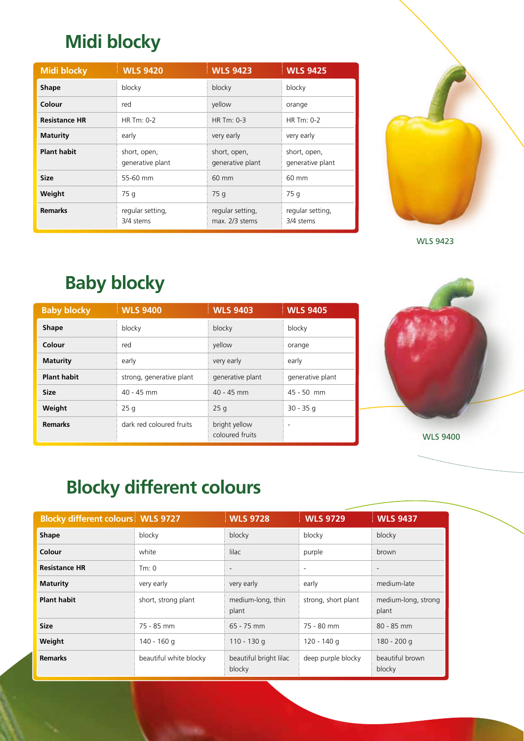# Midi blocky

| Midi blocky | WLS 9420 | WLS 9423 | WLS 9425 |
|---|---|---|---|
| **Shape** | blocky | blocky | blocky |
| **Colour** | red | yellow | orange |
| **Resistance HR** | HR Tm: 0-2 | HR Tm: 0-3 | HR Tm: 0-2 |
| **Maturity** | early | very early | very early |
| **Plant habit** | short, open, generative plant | short, open, generative plant | short, open, generative plant |
| **Size** | 55-60 mm | 60 mm | 60 mm |
| **Weight** | 75 g | 75 g | 75 g |
| **Remarks** | regular setting, 3/4 stems | regular setting, max. 2/3 stems | regular setting, 3/4 stems |

WLS 9423

# Baby blocky

| Baby blocky | WLS 9400 | WLS 9403 | WLS 9405 |
|---|---|---|---|
| **Shape** | blocky | blocky | blocky |
| **Colour** | red | yellow | orange |
| **Maturity** | early | very early | early |
| **Plant habit** | strong, generative plant | generative plant | generative plant |
| **Size** | 40 - 45 mm | 40 - 45 mm | 45 - 50 mm |
| **Weight** | 25 g | 25 g | 30 - 35 g |
| **Remarks** | dark red coloured fruits | bright yellow coloured fruits | - |

WLS 9400

# Blocky different colours

| Blocky different colours | WLS 9727 | WLS 9728 | WLS 9729 | WLS 9437 |
|---|---|---|---|---|
| **Shape** | blocky | blocky | blocky | blocky |
| **Colour** | white | lilac | purple | brown |
| **Resistance HR** | Tm: 0 | - | - | - |
| **Maturity** | very early | very early | early | medium-late |
| **Plant habit** | short, strong plant | medium-long, thin plant | strong, short plant | medium-long, strong plant |
| **Size** | 75 - 85 mm | 65 - 75 mm | 75 - 80 mm | 80 - 85 mm |
| **Weight** | 140 - 160 g | 110 - 130 g | 120 - 140 g | 180 - 200 g |
| **Remarks** | beautiful white blocky | beautiful bright lilac blocky | deep purple blocky | beautiful brown blocky |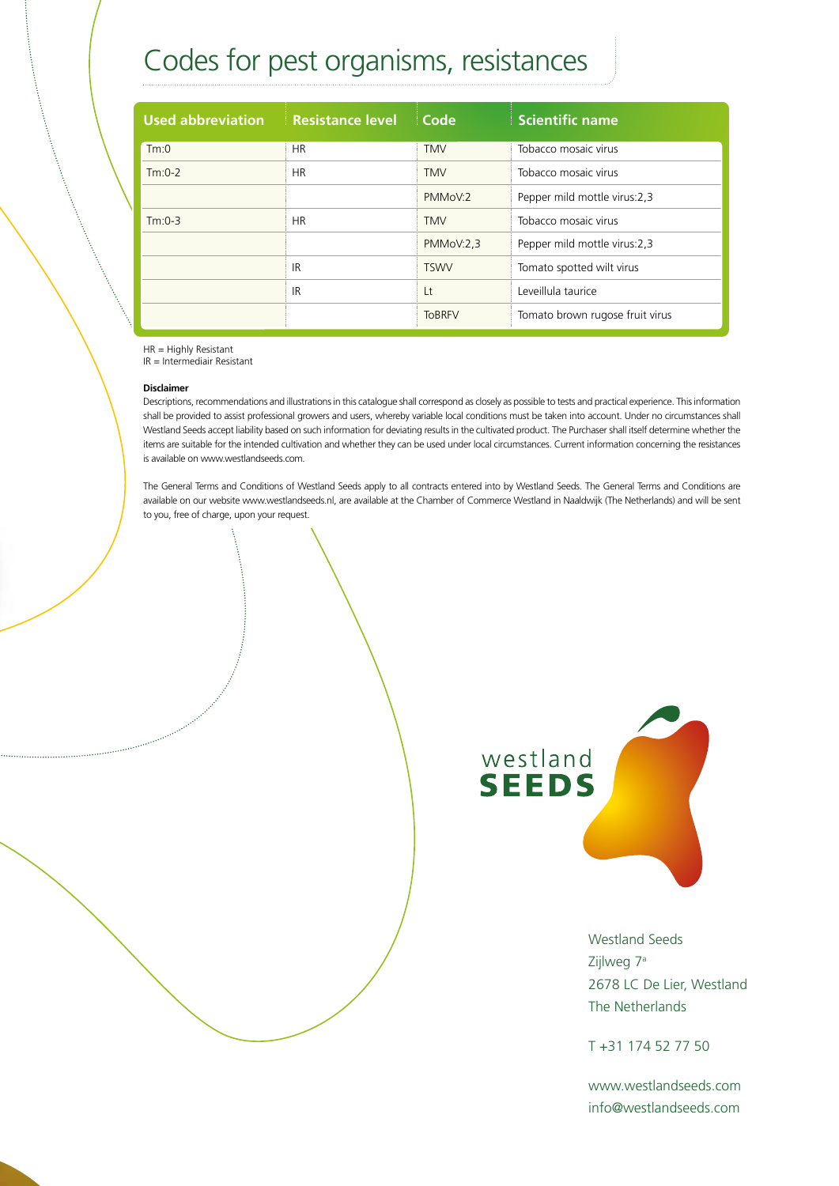# Codes for pest organisms, resistances

| Used abbreviation | Resistance level | Code | Scientific name |
|---|---|---|---|
| Tm:0 | HR | TMV | Tobacco mosaic virus |
| Tm:0-2 | HR | TMV | Tobacco mosaic virus |
| | | PMMoV:2 | Pepper mild mottle virus:2,3 |
| Tm:0-3 | HR | TMV | Tobacco mosaic virus |
| | | PMMoV:2,3 | Pepper mild mottle virus:2,3 |
| | IR | TSWV | Tomato spotted wilt virus |
| | IR | Lt | Leveillula taurice |
| | | ToBRFV | Tomato brown rugose fruit virus |

HR = Highly Resistant
IR = Intermediair Resistant

**Disclaimer**

Descriptions, recommendations and illustrations in this catalogue shall correspond as closely as possible to tests and practical experience. This information shall be provided to assist professional growers and users, whereby variable local conditions must be taken into account. Under no circumstances shall Westland Seeds accept liability based on such information for deviating results in the cultivated product. The Purchaser shall itself determine whether the items are suitable for the intended cultivation and whether they can be used under local circumstances. Current information concerning the resistances is available on www.westlandseeds.com.

The General Terms and Conditions of Westland Seeds apply to all contracts entered into by Westland Seeds. The General Terms and Conditions are available on our website www.westlandseeds.nl, are available at the Chamber of Commerce Westland in Naaldwijk (The Netherlands) and will be sent to you, free of charge, upon your request.

westland SEEDS

Westland Seeds
Zijlweg 7[a]
2678 LC De Lier, Westland
The Netherlands

T +31 174 52 77 50

www.westlandseeds.com
info@westlandseeds.com